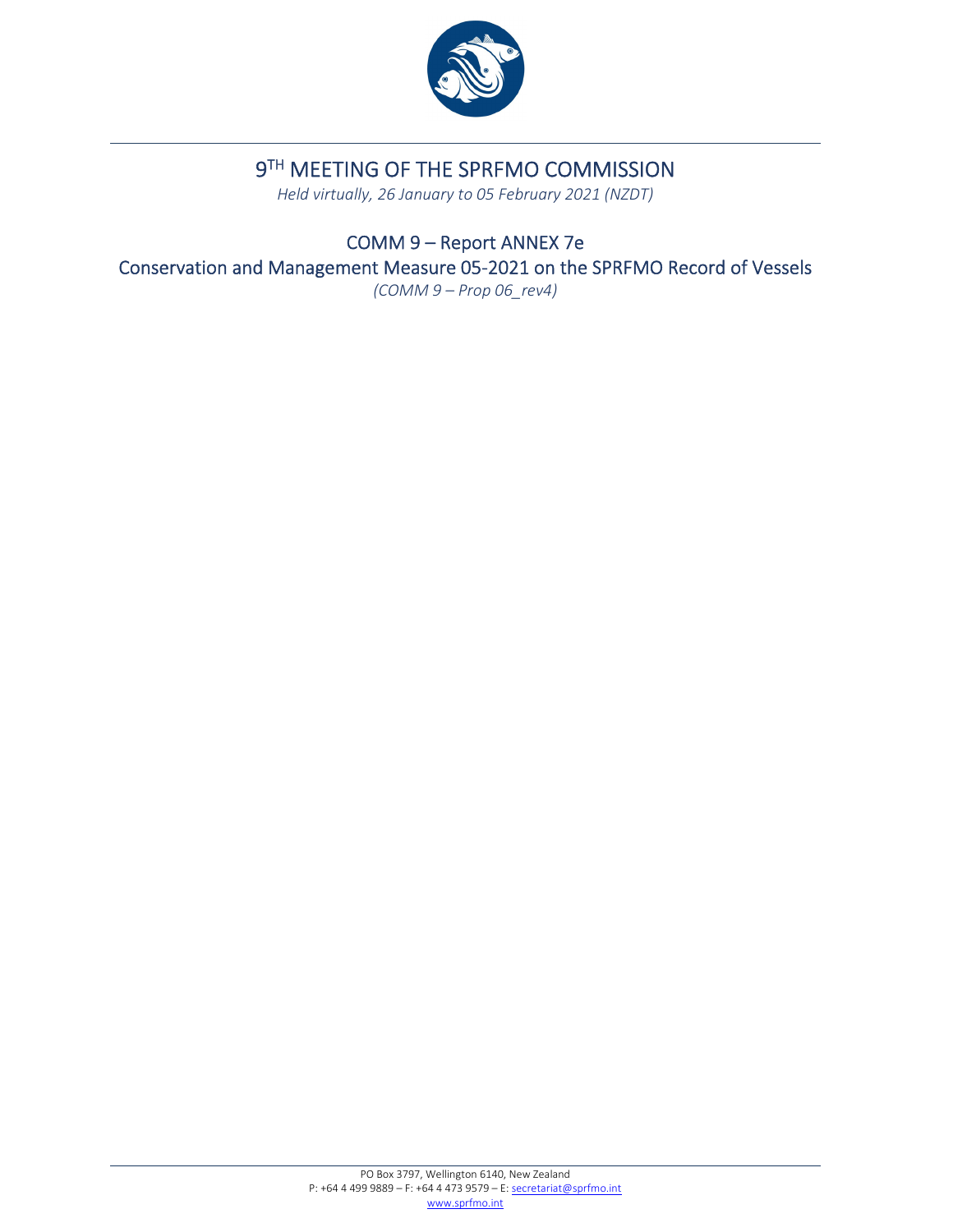# 9TH MEETING OF THE SPRFMO COMMISSION

*Held virtually, 26 January to 05 February 2021 (NZDT)*

## COMM 9 – Report ANNEX 7e

## Conservation and Management Measure 05-2021 on the SPRFMO Record of Vessels

*(COMM 9 – Prop 06_rev4)*

PO Box 3797, Wellington 6140, New Zealand
P: +64 4 499 9889 – F: +64 4 473 9579 – E: secretariat@sprfmo.int
www.sprfmo.int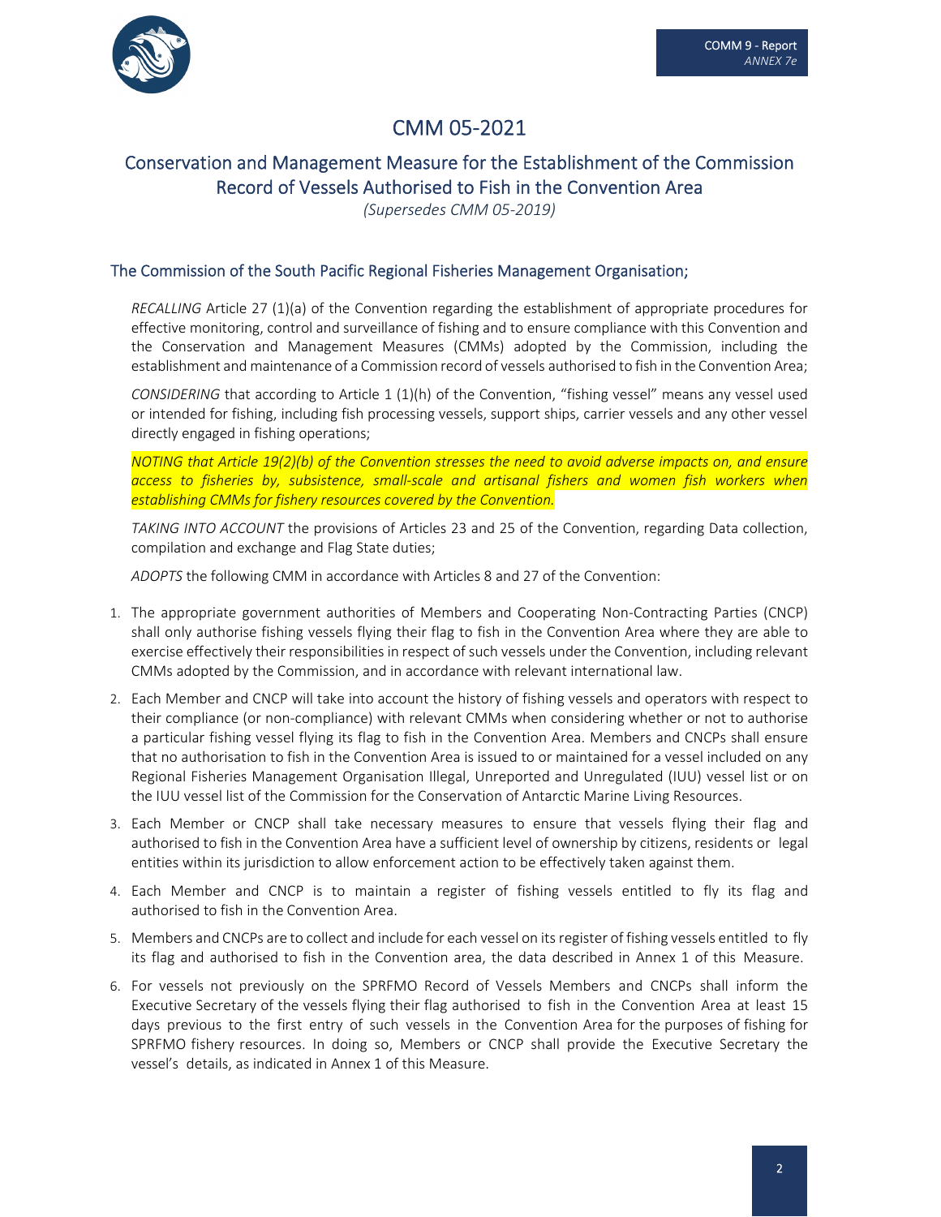# CMM 05-2021

## Conservation and Management Measure for the Establishment of the Commission Record of Vessels Authorised to Fish in the Convention Area

*(Supersedes CMM 05-2019)*

### The Commission of the South Pacific Regional Fisheries Management Organisation;

*RECALLING* Article 27 (1)(a) of the Convention regarding the establishment of appropriate procedures for effective monitoring, control and surveillance of fishing and to ensure compliance with this Convention and the Conservation and Management Measures (CMMs) adopted by the Commission, including the establishment and maintenance of a Commission record of vessels authorised to fish in the Convention Area;

*CONSIDERING* that according to Article 1 (1)(h) of the Convention, "fishing vessel" means any vessel used or intended for fishing, including fish processing vessels, support ships, carrier vessels and any other vessel directly engaged in fishing operations;

*NOTING that Article 19(2)(b) of the Convention stresses the need to avoid adverse impacts on, and ensure access to fisheries by, subsistence, small-scale and artisanal fishers and women fish workers when establishing CMMs for fishery resources covered by the Convention.*

*TAKING INTO ACCOUNT* the provisions of Articles 23 and 25 of the Convention, regarding Data collection, compilation and exchange and Flag State duties;

*ADOPTS* the following CMM in accordance with Articles 8 and 27 of the Convention:

1. The appropriate government authorities of Members and Cooperating Non-Contracting Parties (CNCP) shall only authorise fishing vessels flying their flag to fish in the Convention Area where they are able to exercise effectively their responsibilities in respect of such vessels under the Convention, including relevant CMMs adopted by the Commission, and in accordance with relevant international law.
2. Each Member and CNCP will take into account the history of fishing vessels and operators with respect to their compliance (or non-compliance) with relevant CMMs when considering whether or not to authorise a particular fishing vessel flying its flag to fish in the Convention Area. Members and CNCPs shall ensure that no authorisation to fish in the Convention Area is issued to or maintained for a vessel included on any Regional Fisheries Management Organisation Illegal, Unreported and Unregulated (IUU) vessel list or on the IUU vessel list of the Commission for the Conservation of Antarctic Marine Living Resources.
3. Each Member or CNCP shall take necessary measures to ensure that vessels flying their flag and authorised to fish in the Convention Area have a sufficient level of ownership by citizens, residents or legal entities within its jurisdiction to allow enforcement action to be effectively taken against them.
4. Each Member and CNCP is to maintain a register of fishing vessels entitled to fly its flag and authorised to fish in the Convention Area.
5. Members and CNCPs are to collect and include for each vessel on its register of fishing vessels entitled to fly its flag and authorised to fish in the Convention area, the data described in Annex 1 of this Measure.
6. For vessels not previously on the SPRFMO Record of Vessels Members and CNCPs shall inform the Executive Secretary of the vessels flying their flag authorised to fish in the Convention Area at least 15 days previous to the first entry of such vessels in the Convention Area for the purposes of fishing for SPRFMO fishery resources. In doing so, Members or CNCP shall provide the Executive Secretary the vessel's details, as indicated in Annex 1 of this Measure.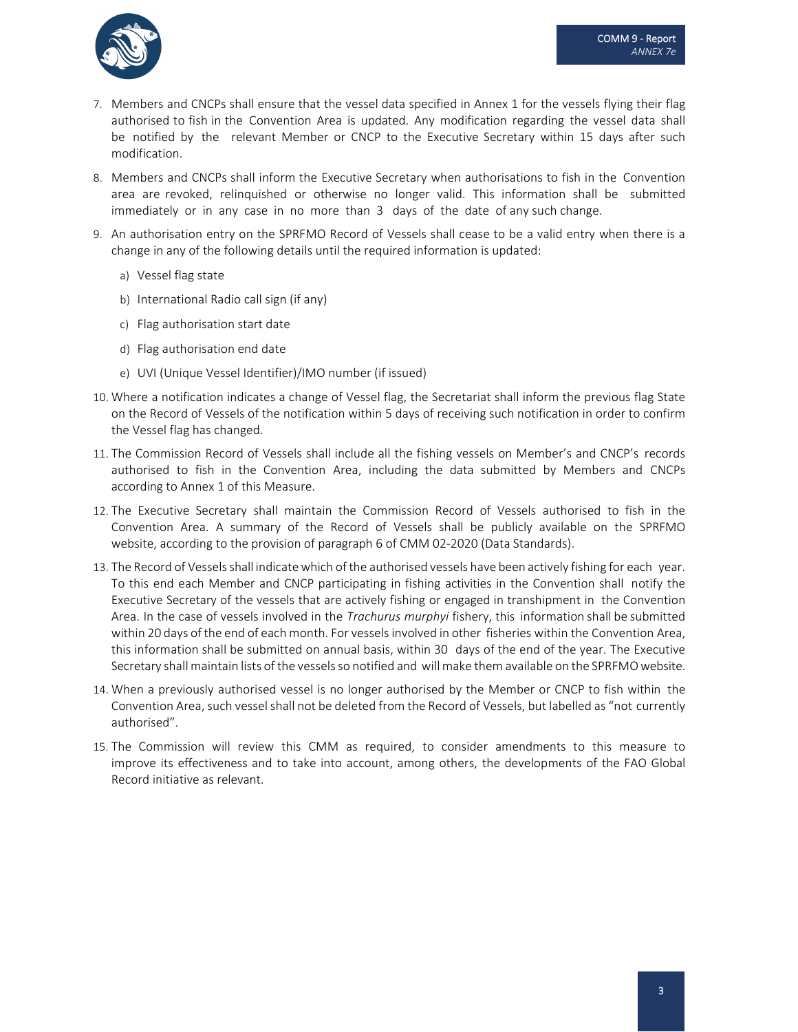7. Members and CNCPs shall ensure that the vessel data specified in Annex 1 for the vessels flying their flag authorised to fish in the Convention Area is updated. Any modification regarding the vessel data shall be notified by the relevant Member or CNCP to the Executive Secretary within 15 days after such modification.

8. Members and CNCPs shall inform the Executive Secretary when authorisations to fish in the Convention area are revoked, relinquished or otherwise no longer valid. This information shall be submitted immediately or in any case in no more than 3 days of the date of any such change.

9. An authorisation entry on the SPRFMO Record of Vessels shall cease to be a valid entry when there is a change in any of the following details until the required information is updated:

   a) Vessel flag state

   b) International Radio call sign (if any)

   c) Flag authorisation start date

   d) Flag authorisation end date

   e) UVI (Unique Vessel Identifier)/IMO number (if issued)

10. Where a notification indicates a change of Vessel flag, the Secretariat shall inform the previous flag State on the Record of Vessels of the notification within 5 days of receiving such notification in order to confirm the Vessel flag has changed.

11. The Commission Record of Vessels shall include all the fishing vessels on Member's and CNCP's records authorised to fish in the Convention Area, including the data submitted by Members and CNCPs according to Annex 1 of this Measure.

12. The Executive Secretary shall maintain the Commission Record of Vessels authorised to fish in the Convention Area. A summary of the Record of Vessels shall be publicly available on the SPRFMO website, according to the provision of paragraph 6 of CMM 02-2020 (Data Standards).

13. The Record of Vessels shall indicate which of the authorised vessels have been actively fishing for each year. To this end each Member and CNCP participating in fishing activities in the Convention shall notify the Executive Secretary of the vessels that are actively fishing or engaged in transhipment in the Convention Area. In the case of vessels involved in the *Trachurus murphyi* fishery, this information shall be submitted within 20 days of the end of each month. For vessels involved in other fisheries within the Convention Area, this information shall be submitted on annual basis, within 30 days of the end of the year. The Executive Secretary shall maintain lists of the vessels so notified and will make them available on the SPRFMO website.

14. When a previously authorised vessel is no longer authorised by the Member or CNCP to fish within the Convention Area, such vessel shall not be deleted from the Record of Vessels, but labelled as "not currently authorised".

15. The Commission will review this CMM as required, to consider amendments to this measure to improve its effectiveness and to take into account, among others, the developments of the FAO Global Record initiative as relevant.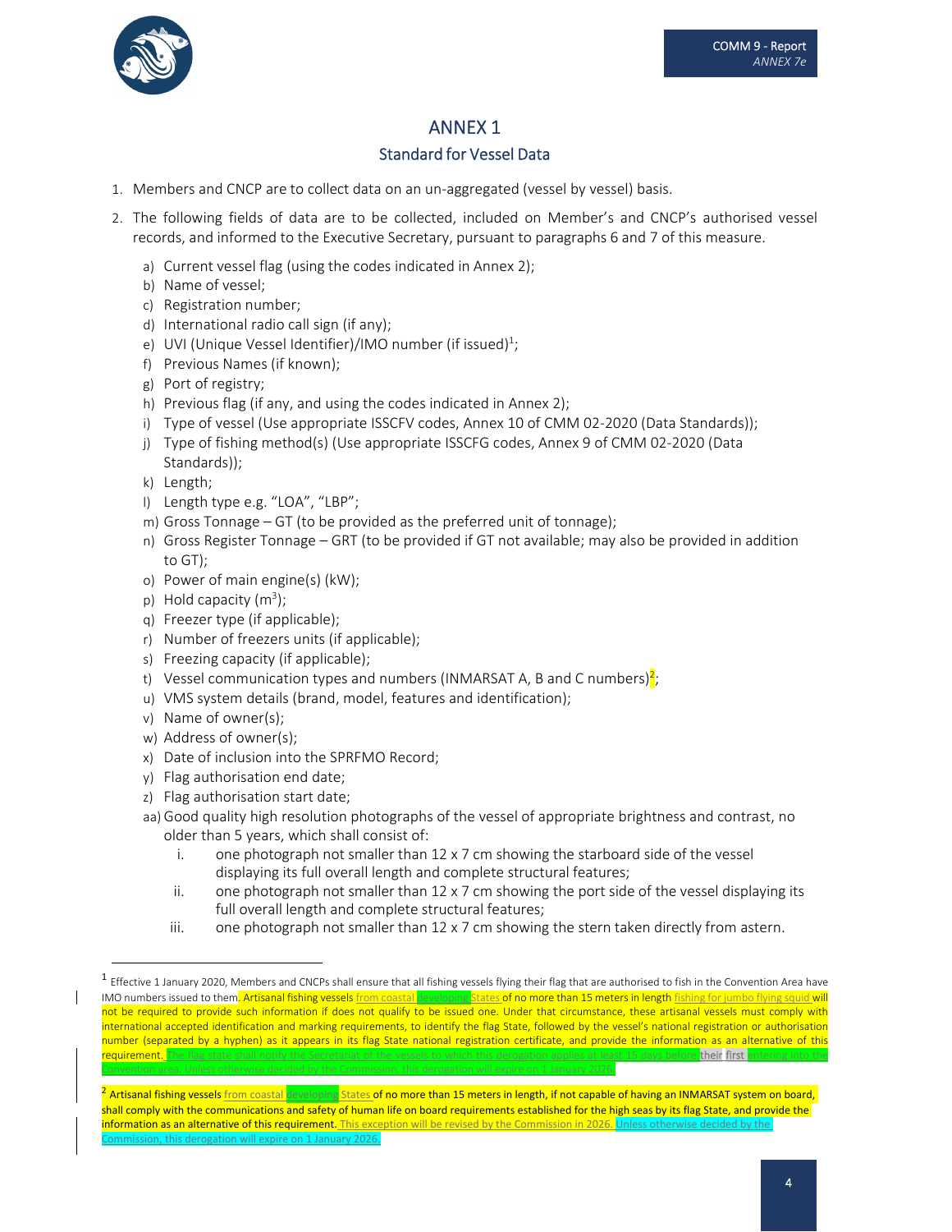# ANNEX 1

## Standard for Vessel Data

1. Members and CNCP are to collect data on an un-aggregated (vessel by vessel) basis.
2. The following fields of data are to be collected, included on Member's and CNCP's authorised vessel records, and informed to the Executive Secretary, pursuant to paragraphs 6 and 7 of this measure.
   a) Current vessel flag (using the codes indicated in Annex 2);
   b) Name of vessel;
   c) Registration number;
   d) International radio call sign (if any);
   e) UVI (Unique Vessel Identifier)/IMO number (if issued)[1];
   f) Previous Names (if known);
   g) Port of registry;
   h) Previous flag (if any, and using the codes indicated in Annex 2);
   i) Type of vessel (Use appropriate ISSCFV codes, Annex 10 of CMM 02-2020 (Data Standards));
   j) Type of fishing method(s) (Use appropriate ISSCFG codes, Annex 9 of CMM 02-2020 (Data Standards));
   k) Length;
   l) Length type e.g. "LOA", "LBP";
   m) Gross Tonnage – GT (to be provided as the preferred unit of tonnage);
   n) Gross Register Tonnage – GRT (to be provided if GT not available; may also be provided in addition to GT);
   o) Power of main engine(s) (kW);
   p) Hold capacity ($m^3$);
   q) Freezer type (if applicable);
   r) Number of freezers units (if applicable);
   s) Freezing capacity (if applicable);
   t) Vessel communication types and numbers (INMARSAT A, B and C numbers)[2];
   u) VMS system details (brand, model, features and identification);
   v) Name of owner(s);
   w) Address of owner(s);
   x) Date of inclusion into the SPRFMO Record;
   y) Flag authorisation end date;
   z) Flag authorisation start date;
   aa) Good quality high resolution photographs of the vessel of appropriate brightness and contrast, no older than 5 years, which shall consist of:
      i. one photograph not smaller than 12 x 7 cm showing the starboard side of the vessel displaying its full overall length and complete structural features;
      ii. one photograph not smaller than 12 x 7 cm showing the port side of the vessel displaying its full overall length and complete structural features;
      iii. one photograph not smaller than 12 x 7 cm showing the stern taken directly from astern.

---

[1] Effective 1 January 2020, Members and CNCPs shall ensure that all fishing vessels flying their flag that are authorised to fish in the Convention Area have IMO numbers issued to them. Artisanal fishing vessels from coastal developing States of no more than 15 meters in length fishing for jumbo flying squid will not be required to provide such information if does not qualify to be issued one. Under that circumstance, these artisanal vessels must comply with international accepted identification and marking requirements, to identify the flag State, followed by the vessel's national registration or authorisation number (separated by a hyphen) as it appears in its flag State national registration certificate, and provide the information as an alternative of this requirement. The flag state shall notify the Secretariat of the vessels to which this derogation applies at least 15 days before their first entering into the Convention area. Unless otherwise decided by the Commission, this derogation will expire on 1 January 2026.

[2] **Artisanal fishing vessels from coastal developing States of no more than 15 meters in length, if not capable of having an INMARSAT system on board, shall comply with the communications and safety of human life on board requirements established for the high seas by its flag State, and provide the information as an alternative of this requirement.** This exception will be revised by the Commission in 2026. Unless otherwise decided by the Commission, this derogation will expire on 1 January 2026.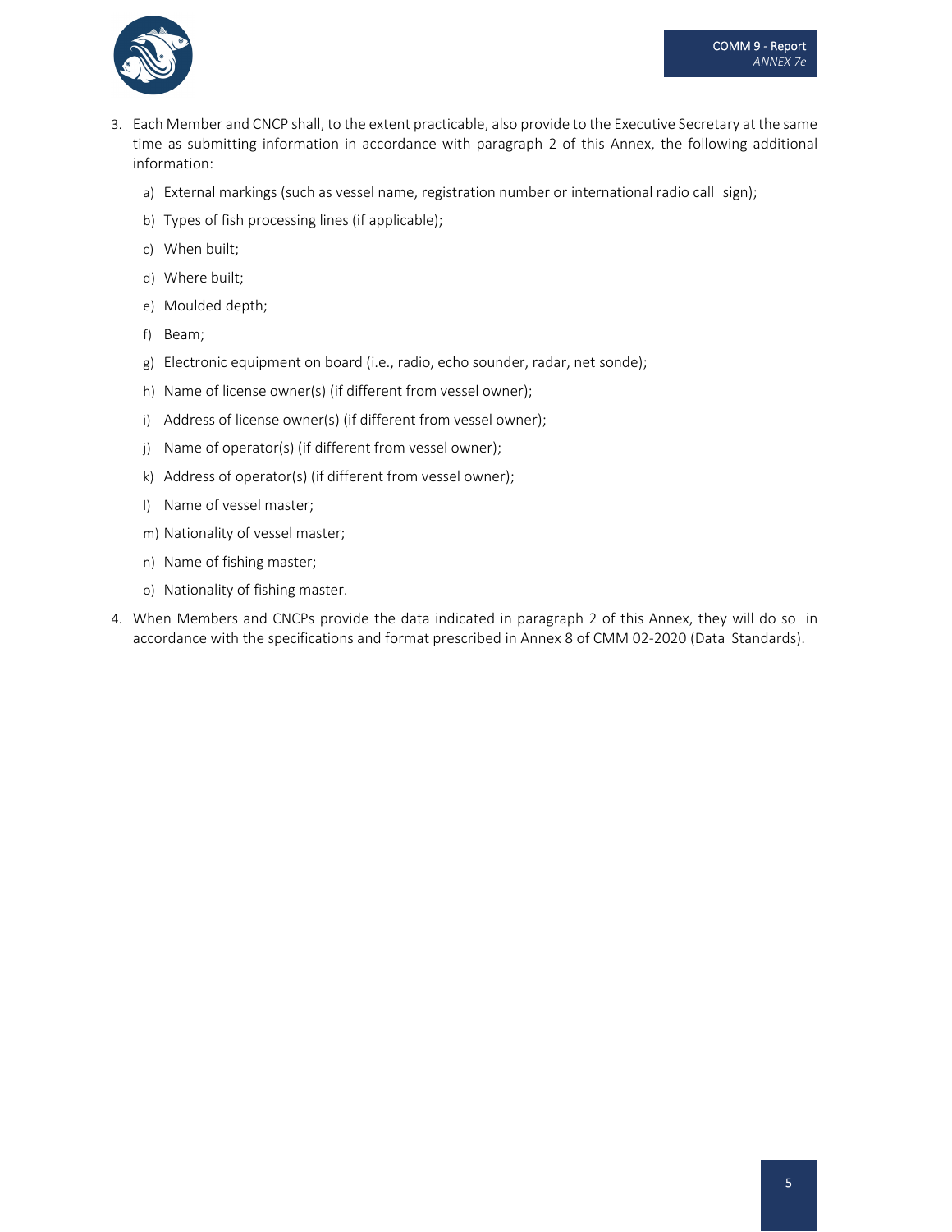3. Each Member and CNCP shall, to the extent practicable, also provide to the Executive Secretary at the same time as submitting information in accordance with paragraph 2 of this Annex, the following additional information:

   a) External markings (such as vessel name, registration number or international radio call sign);

   b) Types of fish processing lines (if applicable);

   c) When built;

   d) Where built;

   e) Moulded depth;

   f) Beam;

   g) Electronic equipment on board (i.e., radio, echo sounder, radar, net sonde);

   h) Name of license owner(s) (if different from vessel owner);

   i) Address of license owner(s) (if different from vessel owner);

   j) Name of operator(s) (if different from vessel owner);

   k) Address of operator(s) (if different from vessel owner);

   l) Name of vessel master;

   m) Nationality of vessel master;

   n) Name of fishing master;

   o) Nationality of fishing master.

4. When Members and CNCPs provide the data indicated in paragraph 2 of this Annex, they will do so in accordance with the specifications and format prescribed in Annex 8 of CMM 02-2020 (Data Standards).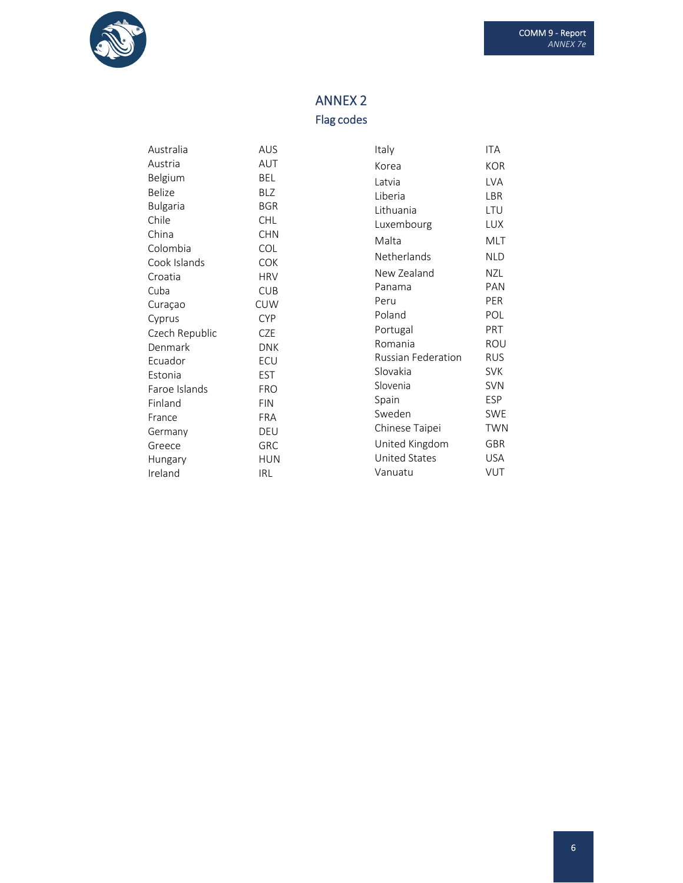# ANNEX 2

## Flag codes

| | |
|---|---|
| Australia | AUS |
| Austria | AUT |
| Belgium | BEL |
| Belize | BLZ |
| Bulgaria | BGR |
| Chile | CHL |
| China | CHN |
| Colombia | COL |
| Cook Islands | COK |
| Croatia | HRV |
| Cuba | CUB |
| Curaçao | CUW |
| Cyprus | CYP |
| Czech Republic | CZE |
| Denmark | DNK |
| Ecuador | ECU |
| Estonia | EST |
| Faroe Islands | FRO |
| Finland | FIN |
| France | FRA |
| Germany | DEU |
| Greece | GRC |
| Hungary | HUN |
| Ireland | IRL |
| Italy | ITA |
| Korea | KOR |
| Latvia | LVA |
| Liberia | LBR |
| Lithuania | LTU |
| Luxembourg | LUX |
| Malta | MLT |
| Netherlands | NLD |
| New Zealand | NZL |
| Panama | PAN |
| Peru | PER |
| Poland | POL |
| Portugal | PRT |
| Romania | ROU |
| Russian Federation | RUS |
| Slovakia | SVK |
| Slovenia | SVN |
| Spain | ESP |
| Sweden | SWE |
| Chinese Taipei | TWN |
| United Kingdom | GBR |
| United States | USA |
| Vanuatu | VUT |